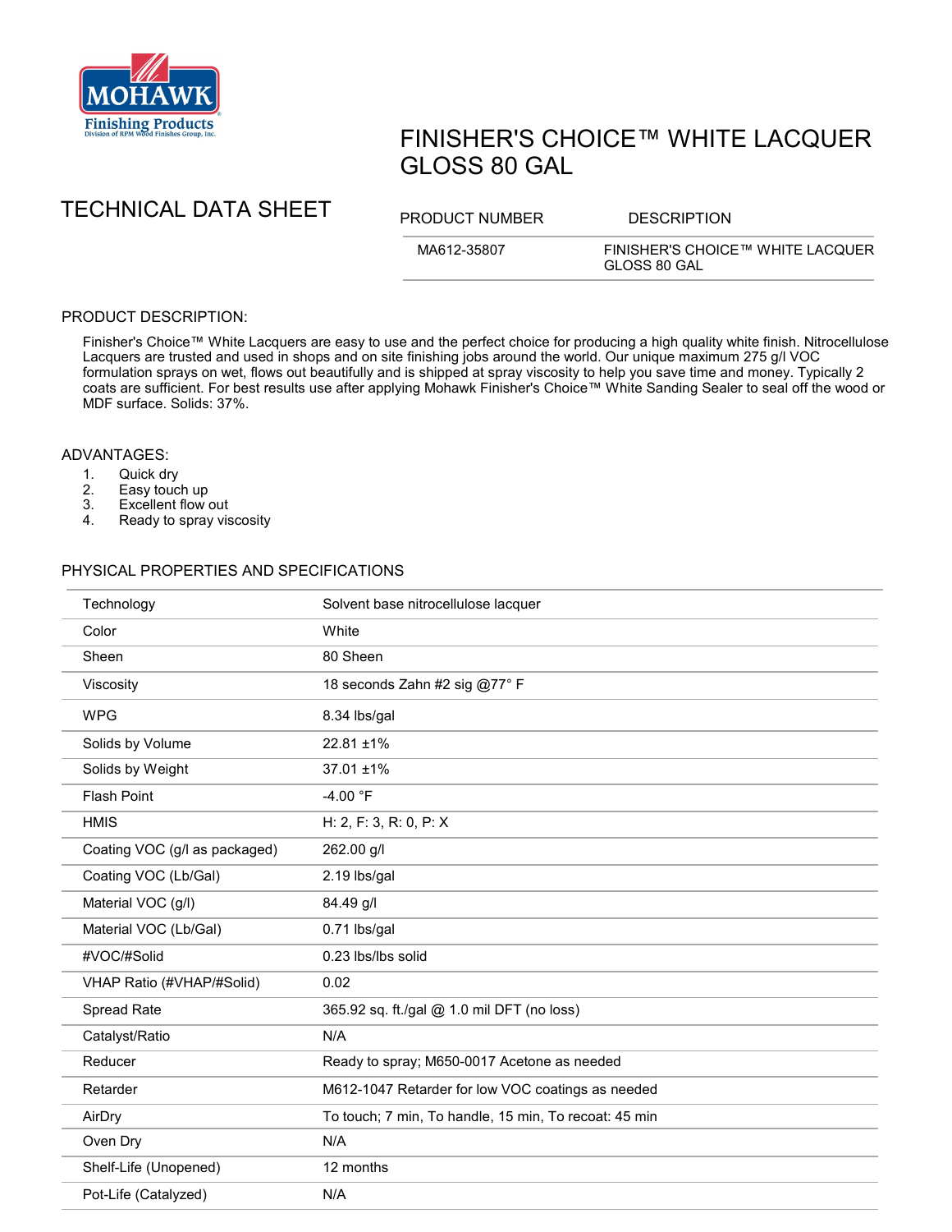# FINISHER'S CHOICE™ WHITE LACQUER GLOSS 80 GAL

## TECHNICAL DATA SHEET

| PRODUCT NUMBER | DESCRIPTION |
|---|---|
| MA612-35807 | FINISHER'S CHOICE™ WHITE LACQUER GLOSS 80 GAL |

## PRODUCT DESCRIPTION:

Finisher's Choice™ White Lacquers are easy to use and the perfect choice for producing a high quality white finish. Nitrocellulose Lacquers are trusted and used in shops and on site finishing jobs around the world. Our unique maximum 275 g/l VOC formulation sprays on wet, flows out beautifully and is shipped at spray viscosity to help you save time and money. Typically 2 coats are sufficient. For best results use after applying Mohawk Finisher's Choice™ White Sanding Sealer to seal off the wood or MDF surface. Solids: 37%.

## ADVANTAGES:

1. Quick dry
2. Easy touch up
3. Excellent flow out
4. Ready to spray viscosity

## PHYSICAL PROPERTIES AND SPECIFICATIONS

| | |
|---|---|
| Technology | Solvent base nitrocellulose lacquer |
| Color | White |
| Sheen | 80 Sheen |
| Viscosity | 18 seconds Zahn #2 sig @77° F |
| WPG | 8.34 lbs/gal |
| Solids by Volume | 22.81 ±1% |
| Solids by Weight | 37.01 ±1% |
| Flash Point | -4.00 °F |
| HMIS | H: 2, F: 3, R: 0, P: X |
| Coating VOC (g/l as packaged) | 262.00 g/l |
| Coating VOC (Lb/Gal) | 2.19 lbs/gal |
| Material VOC (g/l) | 84.49 g/l |
| Material VOC (Lb/Gal) | 0.71 lbs/gal |
| #VOC/#Solid | 0.23 lbs/lbs solid |
| VHAP Ratio (#VHAP/#Solid) | 0.02 |
| Spread Rate | 365.92 sq. ft./gal @ 1.0 mil DFT (no loss) |
| Catalyst/Ratio | N/A |
| Reducer | Ready to spray; M650-0017 Acetone as needed |
| Retarder | M612-1047 Retarder for low VOC coatings as needed |
| AirDry | To touch; 7 min, To handle, 15 min, To recoat: 45 min |
| Oven Dry | N/A |
| Shelf-Life (Unopened) | 12 months |
| Pot-Life (Catalyzed) | N/A |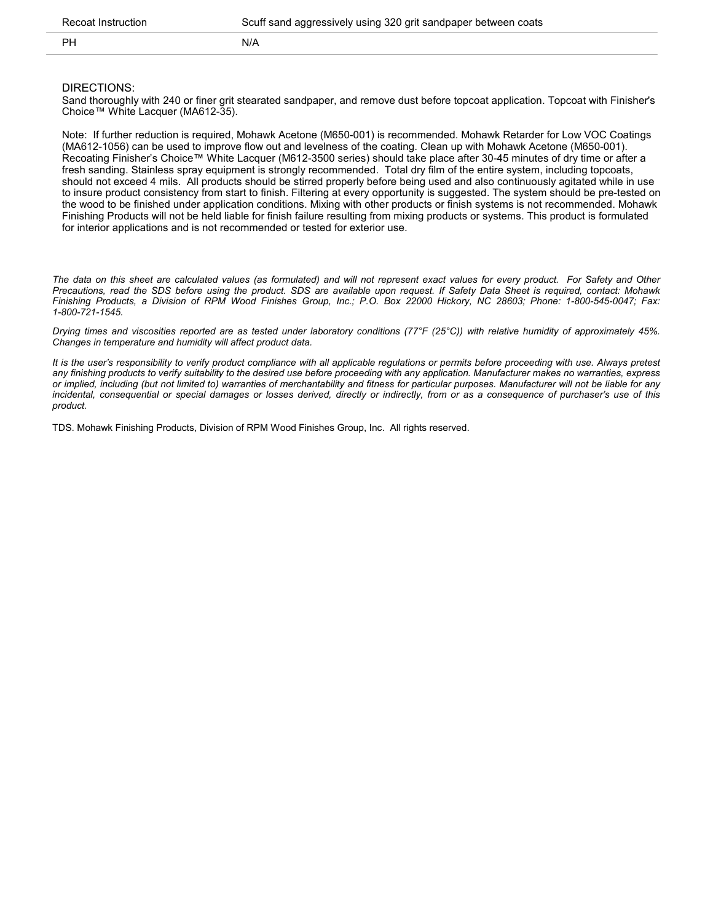| | |
|---|---|
| Recoat Instruction | Scuff sand aggressively using 320 grit sandpaper between coats |
| PH | N/A |

DIRECTIONS:
Sand thoroughly with 240 or finer grit stearated sandpaper, and remove dust before topcoat application. Topcoat with Finisher's Choice™ White Lacquer (MA612-35).

Note: If further reduction is required, Mohawk Acetone (M650-001) is recommended. Mohawk Retarder for Low VOC Coatings (MA612-1056) can be used to improve flow out and levelness of the coating. Clean up with Mohawk Acetone (M650-001). Recoating Finisher's Choice™ White Lacquer (M612-3500 series) should take place after 30-45 minutes of dry time or after a fresh sanding. Stainless spray equipment is strongly recommended. Total dry film of the entire system, including topcoats, should not exceed 4 mils. All products should be stirred properly before being used and also continuously agitated while in use to insure product consistency from start to finish. Filtering at every opportunity is suggested. The system should be pre-tested on the wood to be finished under application conditions. Mixing with other products or finish systems is not recommended. Mohawk Finishing Products will not be held liable for finish failure resulting from mixing products or systems. This product is formulated for interior applications and is not recommended or tested for exterior use.

*The data on this sheet are calculated values (as formulated) and will not represent exact values for every product. For Safety and Other Precautions, read the SDS before using the product. SDS are available upon request. If Safety Data Sheet is required, contact: Mohawk Finishing Products, a Division of RPM Wood Finishes Group, Inc.; P.O. Box 22000 Hickory, NC 28603; Phone: 1-800-545-0047; Fax: 1-800-721-1545.*

*Drying times and viscosities reported are as tested under laboratory conditions (77°F (25°C)) with relative humidity of approximately 45%. Changes in temperature and humidity will affect product data.*

*It is the user's responsibility to verify product compliance with all applicable regulations or permits before proceeding with use. Always pretest any finishing products to verify suitability to the desired use before proceeding with any application. Manufacturer makes no warranties, express or implied, including (but not limited to) warranties of merchantability and fitness for particular purposes. Manufacturer will not be liable for any incidental, consequential or special damages or losses derived, directly or indirectly, from or as a consequence of purchaser's use of this product.*

TDS. Mohawk Finishing Products, Division of RPM Wood Finishes Group, Inc. All rights reserved.